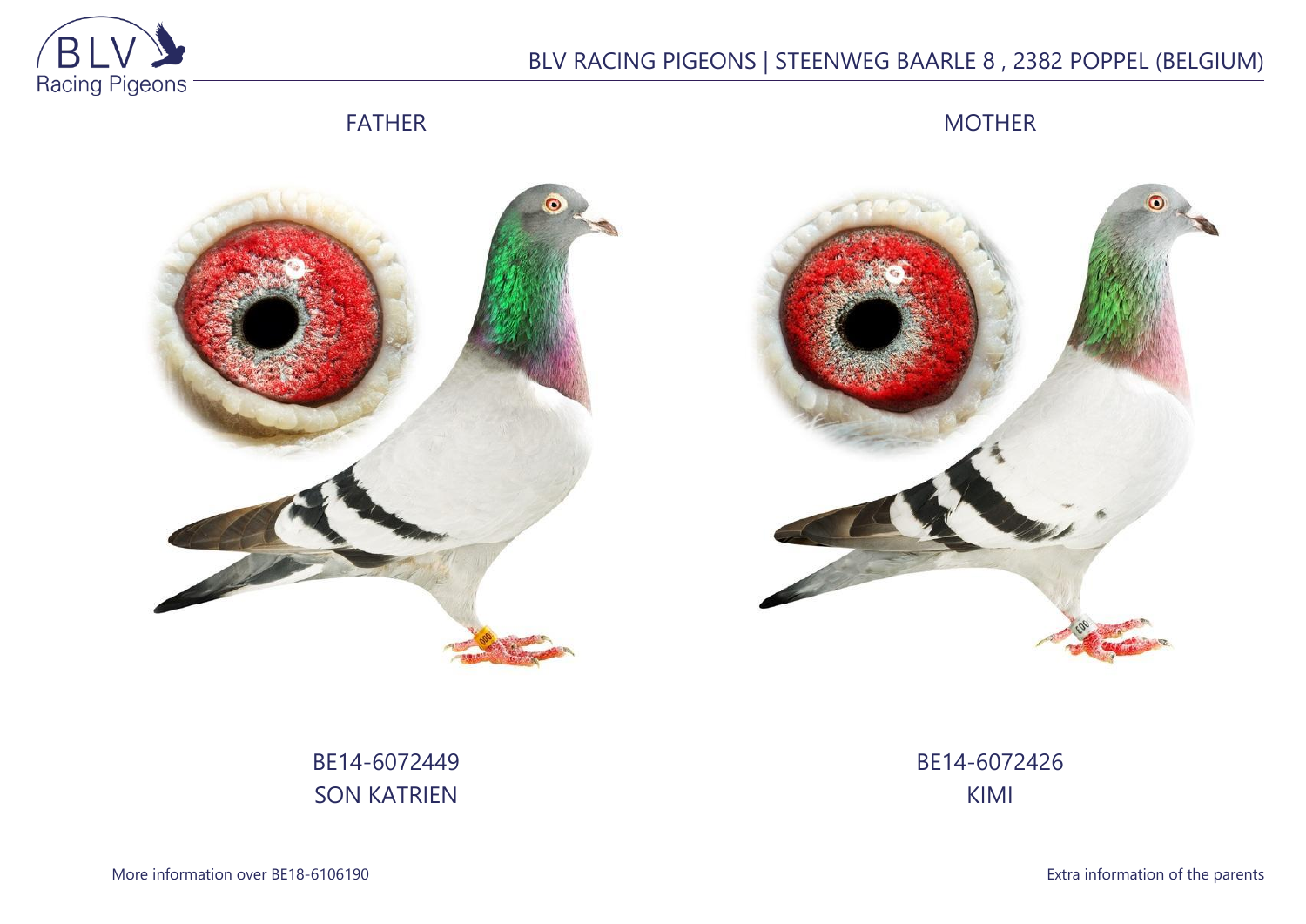BLV RACING PIGEONS | STEENWEG BAARLE 8 , 2382 POPPEL (BELGIUM)

| FATHER | MOTHER |
| --- | --- |
| BE14-6072449 | BE14-6072426 |
| SON KATRIEN | KIMI |

More information over BE18-6106190

Extra information of the parents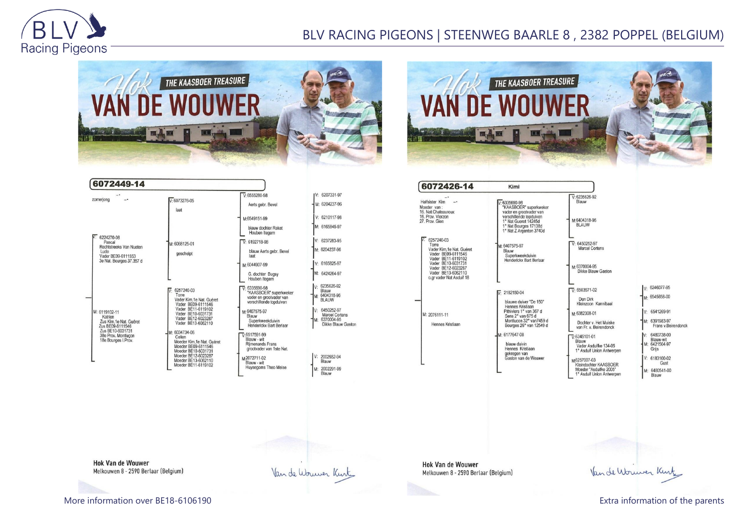## THE KAASBOER TREASURE – HOK VAN DE WOUWER

### 6072449-14

zomerjong

**V: 6224270-08**
Pascal
Rechtstreeks Van Nueten
Ludo
Vader BE09-6111553
3e Nat. Bourges 37.357 d

- V: 6073276-05
  laat
  - V: 6555280-98
    Aerts gebr. Bevel
    - V: 6207331-97
    - M: 6204237-96
  - M: 6549151-99
    blauw dochter Raket
    Houben Itegem
    - V: 6210117-98
    - M: 6165845-97
- M: 6068125-01
  geschelpt
  - V: 6192718-96
    blauw Aerts gebr. Bevel
    laat
    - V: 6237283-95
    - M: 6204237-96
  - M: 6044907-99
    G. dochter Bugsy
    Houben Itegem
    - V: 6165825-97
    - M: 6424264-97

**M: 6119102-11**
Katrien
Zus Kim,1e Nat. Guéret
Zus BE09-6111546
Zus BE10-6031731
38e Prov. Montluçon
18e Bourges I.Prov.

- V: 6257240-03
  Torre
  Vader Kim,1e Nat. Guéret
  Vader BE09-6111546
  Vader BE11-6119102
  Vader BE10-6031731
  Vader BE12-6023287
  Vader BE13-6062110
  - V: 6335690-98
    "KAASBOER" superkweker
    vader en grootvader van
    verschillende topduiven
    - V: 6235626-92
      Blauw
    - M: 6404318-96
      BLAUW
  - M: 6407575-97
    Blauw
    Superkweekduivin
    Henderickx Bart Berlaar
    - V: 6450252-97
      Marcel Cortens
    - M: 6370004-95
      Dikke Blauw Gaston
- M: 6034734-06
  Celien
  Moeder Kim,1e Nat. Guéret
  Moeder BE09-6111546
  Moeder BE10-6031731
  Moeder BE12-6023287
  Moeder BE13-6062110
  Moeder BE11-6119102
  - V: 6517591-99
    Blauw - wit
    Rijmenands Frans
    grootvader van 1ste Nat.
  - M: 2072711-02
    Blauw - wit
    Huysegoms Theo Meise
    - V: 2002652-94
      Blauw
    - M: 2002291-99
      Blauw

Hok Van de Wouwer
Melkouwen 8 - 2590 Berlaar (Belgium)

Van de Wouwer Kurt

### 6072426-14 Kimi

Halfsister Kim
Moeder van :
16. Nat.Chateauroux
16. Prov. Vierzon
27. Prov. Gien

**V: 6257240-03**
Torre
Vader Kim,1e Nat. Guéret
Vader BE09-6111546
Vader BE11-6119102
Vader BE10-6031731
Vader BE12-6023287
Vader BE13-6062110
o.gr vader Nat Asduif 18

- V: 6335690-98
  "KAASBOER" superkweker
  vader en grootvader van
  verschillende topduiven
  1° Nat Gueret 14245d
  1° Nat Bourges 17138d
  1° Nat Z Argenton 3740d
  - V: 6235626-92
    Blauw
  - M: 6404318-96
    BLAUW
- M: 6407575-97
  Blauw
  Superkweekduivin
  Henderickx Bart Berlaar
  - V: 6450252-97
    Marcel Cortens
  - M: 6370004-95
    Dikke Blauw Gaston

**M: 2076111-11**
Hennes Kristiaan

- V: 2182150-04
  blauwe duiver "De 150"
  Hennes Kristiaan
  Pithiviers 1° van 367 d
  Sens 2° van 675 d
  Montlucon 32° van7459 d
  Bourges 26° van 12549 d
  - V: 6503571-02
    Den Dirk
    Kleinzoon Kannibaal
    - V: 6246077-95
    - M: 6545858-00
  - M: 6382308-01
    Dochter v. Het Muiske
    van Fr. v. Beirendonck
    - V: 6541269-91
    - M: 6391983-97
      Frans v.Beirendonck
- M: 6177647-08
  blauw duivin
  Hennes Kristiaan
  gekregen van
  Gaston van de Wouwer
  - V: 6345101-01
    Blauw
    Vader Asduifke 134-05
    1° Asduif Union Antwerpen
    - V: 6480738-00
      Blauw-wit
    - M: 6421504-97
      Grijs
  - M: 6257007-03
    Kleindochter KAASBOER
    Moeder "Asduifke 2005"
    1° Asduif Union Antwerpen
    - V: 6183100-02
      Gust
    - M: 6480541-00
      Blauw

Hok Van de Wouwer
Melkouwen 8 - 2590 Berlaar (Belgium)

Van de Wouwer Kurt

More information over BE18-6106190

Extra information of the parents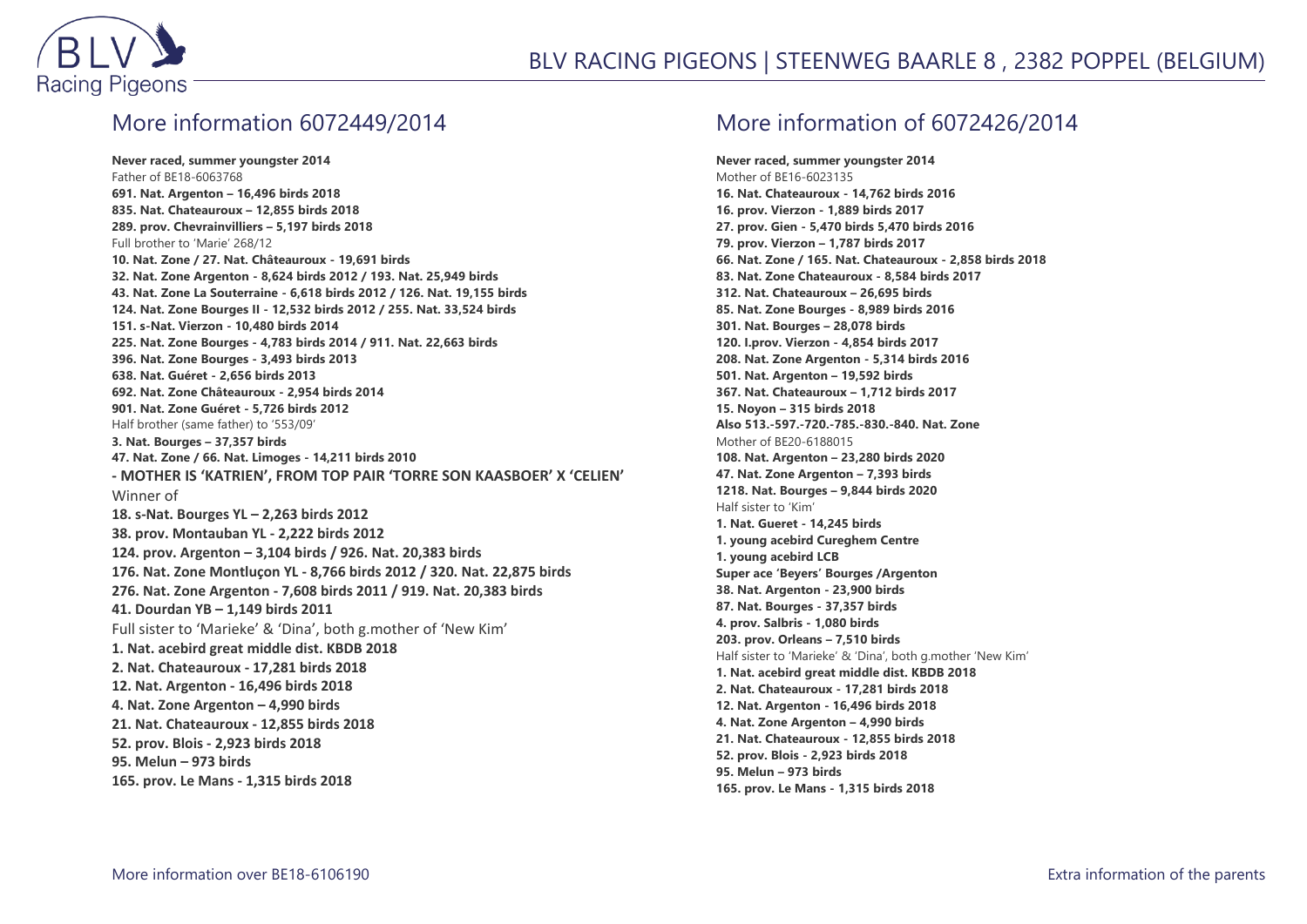## More information 6072449/2014

**Never raced, summer youngster 2014**
Father of BE18-6063768
**691. Nat. Argenton – 16,496 birds 2018**
**835. Nat. Chateauroux – 12,855 birds 2018**
**289. prov. Chevrainvilliers – 5,197 birds 2018**
Full brother to 'Marie' 268/12
**10. Nat. Zone / 27. Nat. Châteauroux - 19,691 birds**
**32. Nat. Zone Argenton - 8,624 birds 2012 / 193. Nat. 25,949 birds**
**43. Nat. Zone La Souterraine - 6,618 birds 2012 / 126. Nat. 19,155 birds**
**124. Nat. Zone Bourges II - 12,532 birds 2012 / 255. Nat. 33,524 birds**
**151. s-Nat. Vierzon - 10,480 birds 2014**
**225. Nat. Zone Bourges - 4,783 birds 2014 / 911. Nat. 22,663 birds**
**396. Nat. Zone Bourges - 3,493 birds 2013**
**638. Nat. Guéret - 2,656 birds 2013**
**692. Nat. Zone Châteauroux - 2,954 birds 2014**
**901. Nat. Zone Guéret - 5,726 birds 2012**
Half brother (same father) to '553/09'
**3. Nat. Bourges – 37,357 birds**
**47. Nat. Zone / 66. Nat. Limoges - 14,211 birds 2010**
**- MOTHER IS 'KATRIEN', FROM TOP PAIR 'TORRE SON KAASBOER' X 'CELIEN'**
Winner of
**18. s-Nat. Bourges YL – 2,263 birds 2012**
**38. prov. Montauban YL - 2,222 birds 2012**
**124. prov. Argenton – 3,104 birds / 926. Nat. 20,383 birds**
**176. Nat. Zone Montluçon YL - 8,766 birds 2012 / 320. Nat. 22,875 birds**
**276. Nat. Zone Argenton - 7,608 birds 2011 / 919. Nat. 20,383 birds**
**41. Dourdan YB – 1,149 birds 2011**
Full sister to 'Marieke' & 'Dina', both g.mother of 'New Kim'
**1. Nat. acebird great middle dist. KBDB 2018**
**2. Nat. Chateauroux - 17,281 birds 2018**
**12. Nat. Argenton - 16,496 birds 2018**
**4. Nat. Zone Argenton – 4,990 birds**
**21. Nat. Chateauroux - 12,855 birds 2018**
**52. prov. Blois - 2,923 birds 2018**
**95. Melun – 973 birds**
**165. prov. Le Mans - 1,315 birds 2018**

## More information of 6072426/2014

**Never raced, summer youngster 2014**
Mother of BE16-6023135
**16. Nat. Chateauroux - 14,762 birds 2016**
**16. prov. Vierzon - 1,889 birds 2017**
**27. prov. Gien - 5,470 birds 5,470 birds 2016**
**79. prov. Vierzon – 1,787 birds 2017**
**66. Nat. Zone / 165. Nat. Chateauroux - 2,858 birds 2018**
**83. Nat. Zone Chateauroux - 8,584 birds 2017**
**312. Nat. Chateauroux – 26,695 birds**
**85. Nat. Zone Bourges - 8,989 birds 2016**
**301. Nat. Bourges – 28,078 birds**
**120. I.prov. Vierzon - 4,854 birds 2017**
**208. Nat. Zone Argenton - 5,314 birds 2016**
**501. Nat. Argenton – 19,592 birds**
**367. Nat. Chateauroux – 1,712 birds 2017**
**15. Noyon – 315 birds 2018**
**Also 513.-597.-720.-785.-830.-840. Nat. Zone**
Mother of BE20-6188015
**108. Nat. Argenton – 23,280 birds 2020**
**47. Nat. Zone Argenton – 7,393 birds**
**1218. Nat. Bourges – 9,844 birds 2020**
Half sister to 'Kim'
**1. Nat. Gueret - 14,245 birds**
**1. young acebird Cureghem Centre**
**1. young acebird LCB**
**Super ace 'Beyers' Bourges /Argenton**
**38. Nat. Argenton - 23,900 birds**
**87. Nat. Bourges - 37,357 birds**
**4. prov. Salbris - 1,080 birds**
**203. prov. Orleans – 7,510 birds**
Half sister to 'Marieke' & 'Dina', both g.mother 'New Kim'
**1. Nat. acebird great middle dist. KBDB 2018**
**2. Nat. Chateauroux - 17,281 birds 2018**
**12. Nat. Argenton - 16,496 birds 2018**
**4. Nat. Zone Argenton – 4,990 birds**
**21. Nat. Chateauroux - 12,855 birds 2018**
**52. prov. Blois - 2,923 birds 2018**
**95. Melun – 973 birds**
**165. prov. Le Mans - 1,315 birds 2018**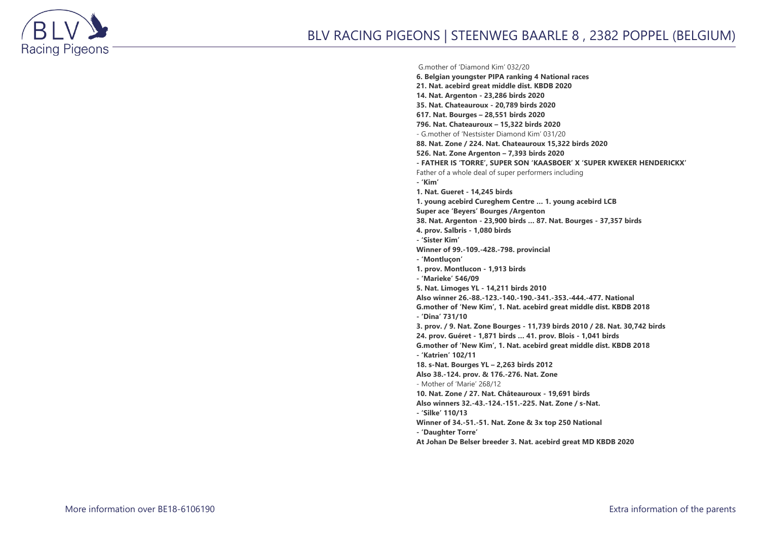G.mother of 'Diamond Kim' 032/20

**6. Belgian youngster PIPA ranking 4 National races**
**21. Nat. acebird great middle dist. KBDB 2020**
**14. Nat. Argenton - 23,286 birds 2020**
**35. Nat. Chateauroux - 20,789 birds 2020**
**617. Nat. Bourges – 28,551 birds 2020**
**796. Nat. Chateauroux – 15,322 birds 2020**

- G.mother of 'Nestsister Diamond Kim' 031/20

**88. Nat. Zone / 224. Nat. Chateauroux 15,322 birds 2020**
**526. Nat. Zone Argenton – 7,393 birds 2020**

**- FATHER IS 'TORRE', SUPER SON 'KAASBOER' X 'SUPER KWEKER HENDERICKX'**

Father of a whole deal of super performers including

**- 'Kim'**
**1. Nat. Gueret - 14,245 birds**
**1. young acebird Cureghem Centre … 1. young acebird LCB**
**Super ace 'Beyers' Bourges /Argenton**
**38. Nat. Argenton - 23,900 birds … 87. Nat. Bourges - 37,357 birds**
**4. prov. Salbris - 1,080 birds**

**- 'Sister Kim'**
**Winner of 99.-109.-428.-798. provincial**

**- 'Montluçon'**
**1. prov. Montlucon - 1,913 birds**

**- 'Marieke' 546/09**
**5. Nat. Limoges YL - 14,211 birds 2010**
**Also winner 26.-88.-123.-140.-190.-341.-353.-444.-477. National**
**G.mother of 'New Kim', 1. Nat. acebird great middle dist. KBDB 2018**

**- 'Dina' 731/10**
**3. prov. / 9. Nat. Zone Bourges - 11,739 birds 2010 / 28. Nat. 30,742 birds**
**24. prov. Guéret - 1,871 birds … 41. prov. Blois - 1,041 birds**
**G.mother of 'New Kim', 1. Nat. acebird great middle dist. KBDB 2018**

**- 'Katrien' 102/11**
**18. s-Nat. Bourges YL – 2,263 birds 2012**
**Also 38.-124. prov. & 176.-276. Nat. Zone**

- Mother of 'Marie' 268/12

**10. Nat. Zone / 27. Nat. Châteauroux - 19,691 birds**
**Also winners 32.-43.-124.-151.-225. Nat. Zone / s-Nat.**

**- 'Silke' 110/13**
**Winner of 34.-51.-51. Nat. Zone & 3x top 250 National**

**- 'Daughter Torre'**
**At Johan De Belser breeder 3. Nat. acebird great MD KBDB 2020**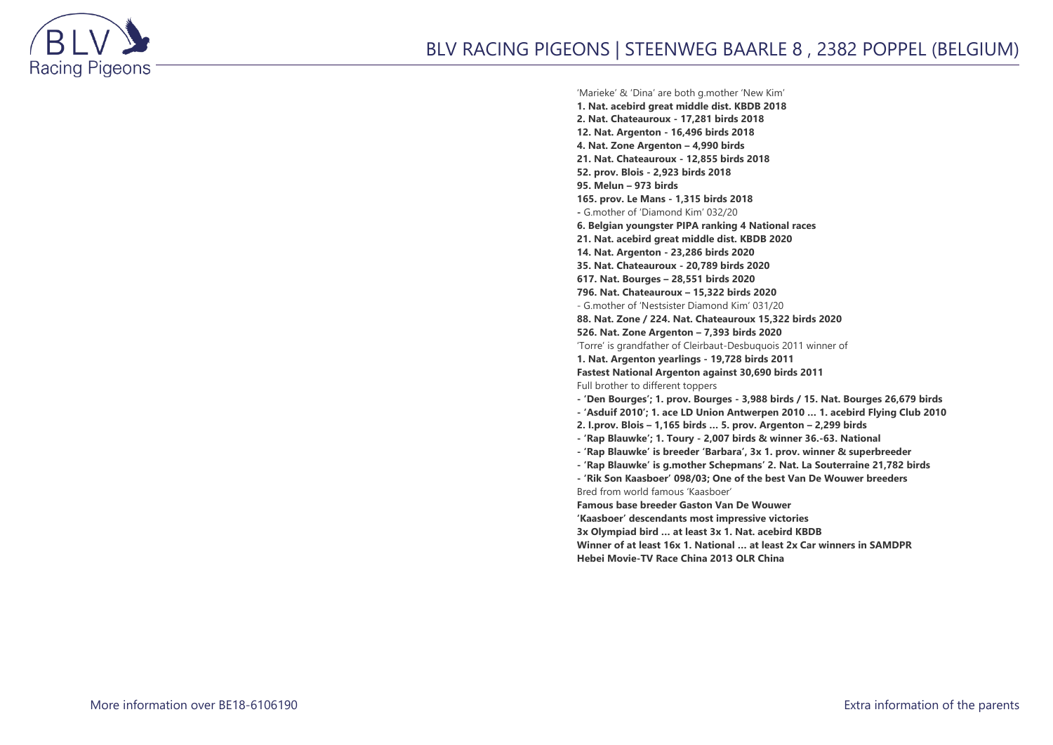'Marieke' & 'Dina' are both g.mother 'New Kim'
**1. Nat. acebird great middle dist. KBDB 2018**
**2. Nat. Chateauroux - 17,281 birds 2018**
**12. Nat. Argenton - 16,496 birds 2018**
**4. Nat. Zone Argenton – 4,990 birds**
**21. Nat. Chateauroux - 12,855 birds 2018**
**52. prov. Blois - 2,923 birds 2018**
**95. Melun – 973 birds**
**165. prov. Le Mans - 1,315 birds 2018**
**-** G.mother of 'Diamond Kim' 032/20
**6. Belgian youngster PIPA ranking 4 National races**
**21. Nat. acebird great middle dist. KBDB 2020**
**14. Nat. Argenton - 23,286 birds 2020**
**35. Nat. Chateauroux - 20,789 birds 2020**
**617. Nat. Bourges – 28,551 birds 2020**
**796. Nat. Chateauroux – 15,322 birds 2020**
- G.mother of 'Nestsister Diamond Kim' 031/20
**88. Nat. Zone / 224. Nat. Chateauroux 15,322 birds 2020**
**526. Nat. Zone Argenton – 7,393 birds 2020**
'Torre' is grandfather of Cleirbaut-Desbuquois 2011 winner of
**1. Nat. Argenton yearlings - 19,728 birds 2011**
**Fastest National Argenton against 30,690 birds 2011**
Full brother to different toppers
**- 'Den Bourges'; 1. prov. Bourges - 3,988 birds / 15. Nat. Bourges 26,679 birds**
**- 'Asduif 2010'; 1. ace LD Union Antwerpen 2010 … 1. acebird Flying Club 2010**
**2. I.prov. Blois – 1,165 birds … 5. prov. Argenton – 2,299 birds**
**- 'Rap Blauwke'; 1. Toury - 2,007 birds & winner 36.-63. National**
**- 'Rap Blauwke' is breeder 'Barbara', 3x 1. prov. winner & superbreeder**
**- 'Rap Blauwke' is g.mother Schepmans' 2. Nat. La Souterraine 21,782 birds**
**- 'Rik Son Kaasboer' 098/03; One of the best Van De Wouwer breeders**
Bred from world famous 'Kaasboer'
**Famous base breeder Gaston Van De Wouwer**
**'Kaasboer' descendants most impressive victories**
**3x Olympiad bird … at least 3x 1. Nat. acebird KBDB**
**Winner of at least 16x 1. National … at least 2x Car winners in SAMDPR**
**Hebei Movie-TV Race China 2013 OLR China**

More information over BE18-6106190

Extra information of the parents